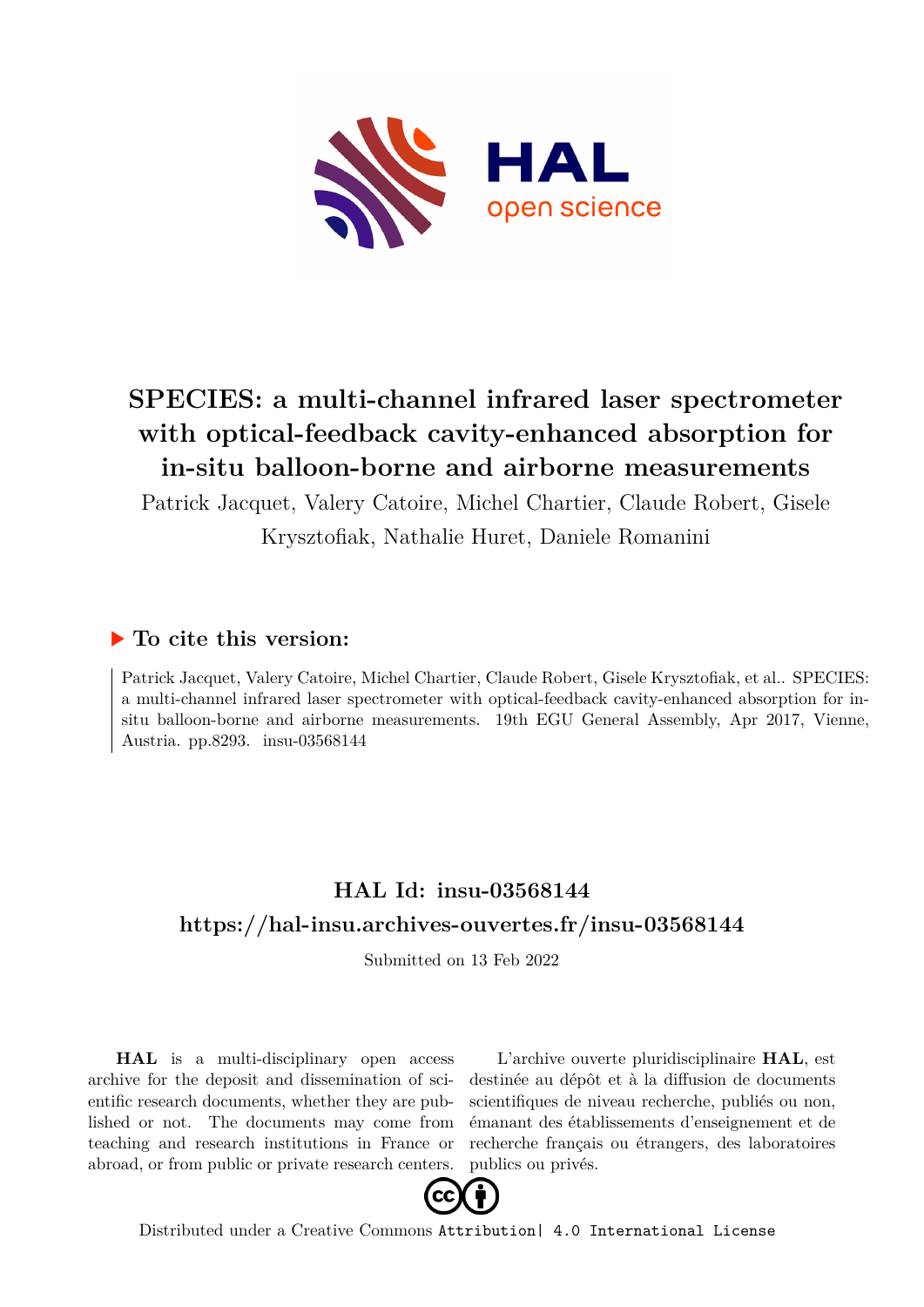# SPECIES: a multi-channel infrared laser spectrometer with optical-feedback cavity-enhanced absorption for in-situ balloon-borne and airborne measurements

Patrick Jacquet, Valery Catoire, Michel Chartier, Claude Robert, Gisele Krysztofiak, Nathalie Huret, Daniele Romanini

## ▶ To cite this version:

Patrick Jacquet, Valery Catoire, Michel Chartier, Claude Robert, Gisele Krysztofiak, et al.. SPECIES: a multi-channel infrared laser spectrometer with optical-feedback cavity-enhanced absorption for insitu balloon-borne and airborne measurements. 19th EGU General Assembly, Apr 2017, Vienne, Austria. pp.8293. insu-03568144

## HAL Id: insu-03568144

## https://hal-insu.archives-ouvertes.fr/insu-03568144

Submitted on 13 Feb 2022

**HAL** is a multi-disciplinary open access archive for the deposit and dissemination of scientific research documents, whether they are published or not. The documents may come from teaching and research institutions in France or abroad, or from public or private research centers.

L'archive ouverte pluridisciplinaire **HAL**, est destinée au dépôt et à la diffusion de documents scientifiques de niveau recherche, publiés ou non, émanant des établissements d'enseignement et de recherche français ou étrangers, des laboratoires publics ou privés.

Distributed under a Creative Commons Attribution| 4.0 International License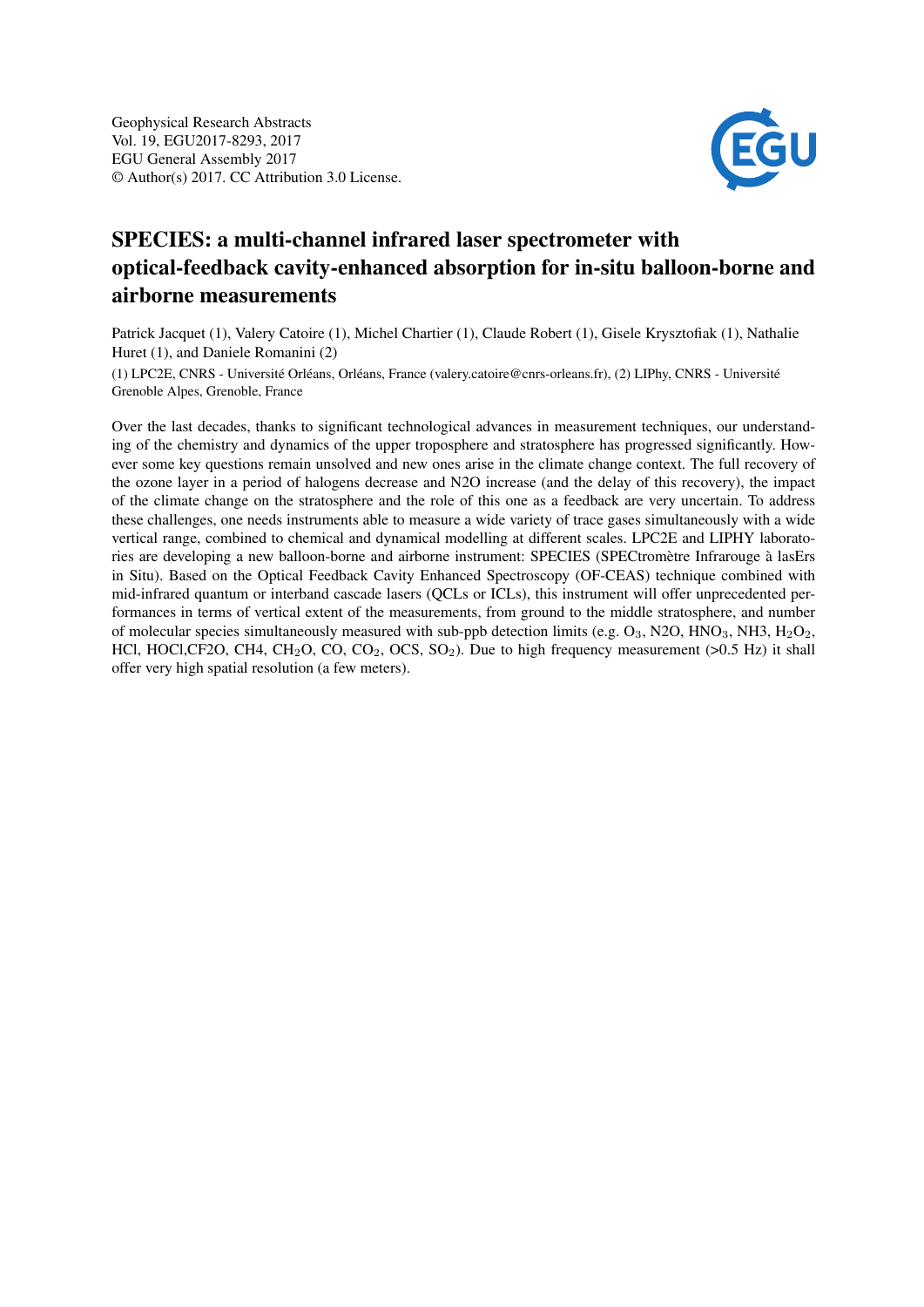Geophysical Research Abstracts
Vol. 19, EGU2017-8293, 2017
EGU General Assembly 2017
© Author(s) 2017. CC Attribution 3.0 License.

# SPECIES: a multi-channel infrared laser spectrometer with optical-feedback cavity-enhanced absorption for in-situ balloon-borne and airborne measurements

Patrick Jacquet (1), Valery Catoire (1), Michel Chartier (1), Claude Robert (1), Gisele Krysztofiak (1), Nathalie Huret (1), and Daniele Romanini (2)

(1) LPC2E, CNRS - Université Orléans, Orléans, France (valery.catoire@cnrs-orleans.fr), (2) LIPhy, CNRS - Université Grenoble Alpes, Grenoble, France

Over the last decades, thanks to significant technological advances in measurement techniques, our understanding of the chemistry and dynamics of the upper troposphere and stratosphere has progressed significantly. However some key questions remain unsolved and new ones arise in the climate change context. The full recovery of the ozone layer in a period of halogens decrease and N2O increase (and the delay of this recovery), the impact of the climate change on the stratosphere and the role of this one as a feedback are very uncertain. To address these challenges, one needs instruments able to measure a wide variety of trace gases simultaneously with a wide vertical range, combined to chemical and dynamical modelling at different scales. LPC2E and LIPHY laboratories are developing a new balloon-borne and airborne instrument: SPECIES (SPECtromètre Infrarouge à lasErs in Situ). Based on the Optical Feedback Cavity Enhanced Spectroscopy (OF-CEAS) technique combined with mid-infrared quantum or interband cascade lasers (QCLs or ICLs), this instrument will offer unprecedented performances in terms of vertical extent of the measurements, from ground to the middle stratosphere, and number of molecular species simultaneously measured with sub-ppb detection limits (e.g. $O_3$, N2O, $HNO_3$, NH3, $H_2O_2$, HCl, HOCl,CF2O, CH4, $CH_2O$, CO, $CO_2$, OCS, $SO_2$). Due to high frequency measurement (>0.5 Hz) it shall offer very high spatial resolution (a few meters).